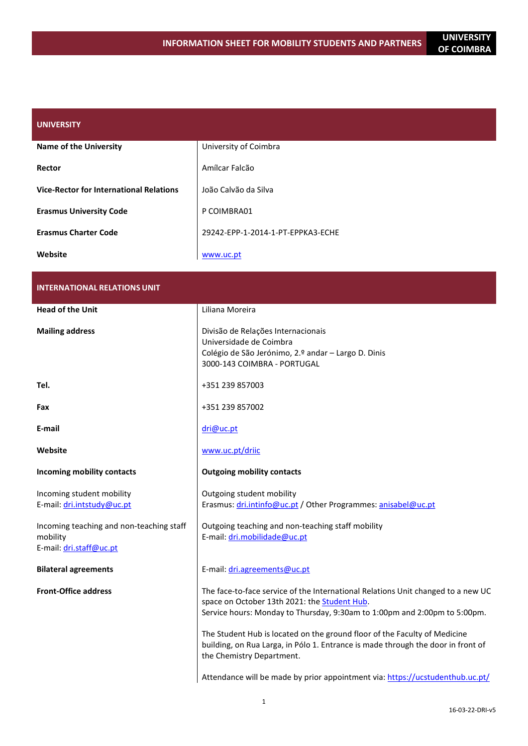# INFORMATION SHEET FOR MOBILITY STUDENTS AND PARTNERS

**UNIVERSITY OF COIMBRA**

| **UNIVERSITY** | |
|---|---|
| **Name of the University** | University of Coimbra |
| **Rector** | Amílcar Falcão |
| **Vice-Rector for International Relations** | João Calvão da Silva |
| **Erasmus University Code** | P COIMBRA01 |
| **Erasmus Charter Code** | 29242-EPP-1-2014-1-PT-EPPKA3-ECHE |
| **Website** | www.uc.pt |

| **INTERNATIONAL RELATIONS UNIT** | |
|---|---|
| **Head of the Unit** | Liliana Moreira |
| **Mailing address** | Divisão de Relações Internacionais<br>Universidade de Coimbra<br>Colégio de São Jerónimo, 2.º andar – Largo D. Dinis<br>3000-143 COIMBRA - PORTUGAL |
| **Tel.** | +351 239 857003 |
| **Fax** | +351 239 857002 |
| **E-mail** | dri@uc.pt |
| **Website** | www.uc.pt/driic |
| **Incoming mobility contacts** | **Outgoing mobility contacts** |
| Incoming student mobility<br>E-mail: dri.intstudy@uc.pt | Outgoing student mobility<br>Erasmus: dri.intinfo@uc.pt / Other Programmes: anisabel@uc.pt |
| Incoming teaching and non-teaching staff mobility<br>E-mail: dri.staff@uc.pt | Outgoing teaching and non-teaching staff mobility<br>E-mail: dri.mobilidade@uc.pt |
| **Bilateral agreements** | E-mail: dri.agreements@uc.pt |
| **Front-Office address** | The face-to-face service of the International Relations Unit changed to a new UC space on October 13th 2021: the Student Hub.<br>Service hours: Monday to Thursday, 9:30am to 1:00pm and 2:00pm to 5:00pm.<br><br>The Student Hub is located on the ground floor of the Faculty of Medicine building, on Rua Larga, in Pólo 1. Entrance is made through the door in front of the Chemistry Department.<br><br>Attendance will be made by prior appointment via: https://ucstudenthub.uc.pt/ |

16-03-22-DRI-v5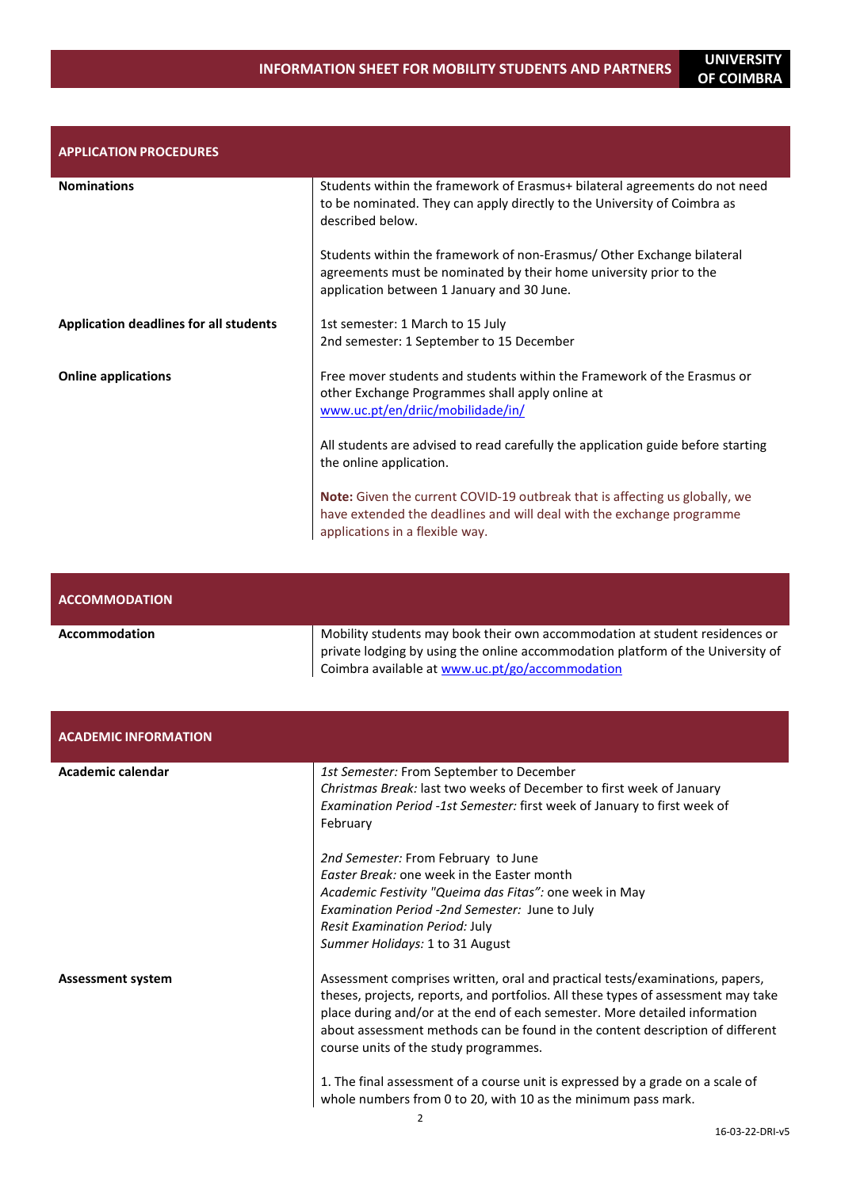## APPLICATION PROCEDURES

| | |
|---|---|
| **Nominations** | Students within the framework of Erasmus+ bilateral agreements do not need to be nominated. They can apply directly to the University of Coimbra as described below.<br><br>Students within the framework of non-Erasmus/ Other Exchange bilateral agreements must be nominated by their home university prior to the application between 1 January and 30 June. |
| **Application deadlines for all students** | 1st semester: 1 March to 15 July<br>2nd semester: 1 September to 15 December |
| **Online applications** | Free mover students and students within the Framework of the Erasmus or other Exchange Programmes shall apply online at www.uc.pt/en/driic/mobilidade/in/<br><br>All students are advised to read carefully the application guide before starting the online application.<br><br>**Note:** Given the current COVID-19 outbreak that is affecting us globally, we have extended the deadlines and will deal with the exchange programme applications in a flexible way. |

## ACCOMMODATION

| | |
|---|---|
| **Accommodation** | Mobility students may book their own accommodation at student residences or private lodging by using the online accommodation platform of the University of Coimbra available at www.uc.pt/go/accommodation |

## ACADEMIC INFORMATION

| | |
|---|---|
| **Academic calendar** | *1st Semester:* From September to December<br>*Christmas Break:* last two weeks of December to first week of January<br>*Examination Period -1st Semester:* first week of January to first week of February<br><br>*2nd Semester:* From February to June<br>*Easter Break:* one week in the Easter month<br>*Academic Festivity "Queima das Fitas":* one week in May<br>*Examination Period -2nd Semester:* June to July<br>*Resit Examination Period:* July<br>*Summer Holidays:* 1 to 31 August |
| **Assessment system** | Assessment comprises written, oral and practical tests/examinations, papers, theses, projects, reports, and portfolios. All these types of assessment may take place during and/or at the end of each semester. More detailed information about assessment methods can be found in the content description of different course units of the study programmes.<br><br>1. The final assessment of a course unit is expressed by a grade on a scale of whole numbers from 0 to 20, with 10 as the minimum pass mark. |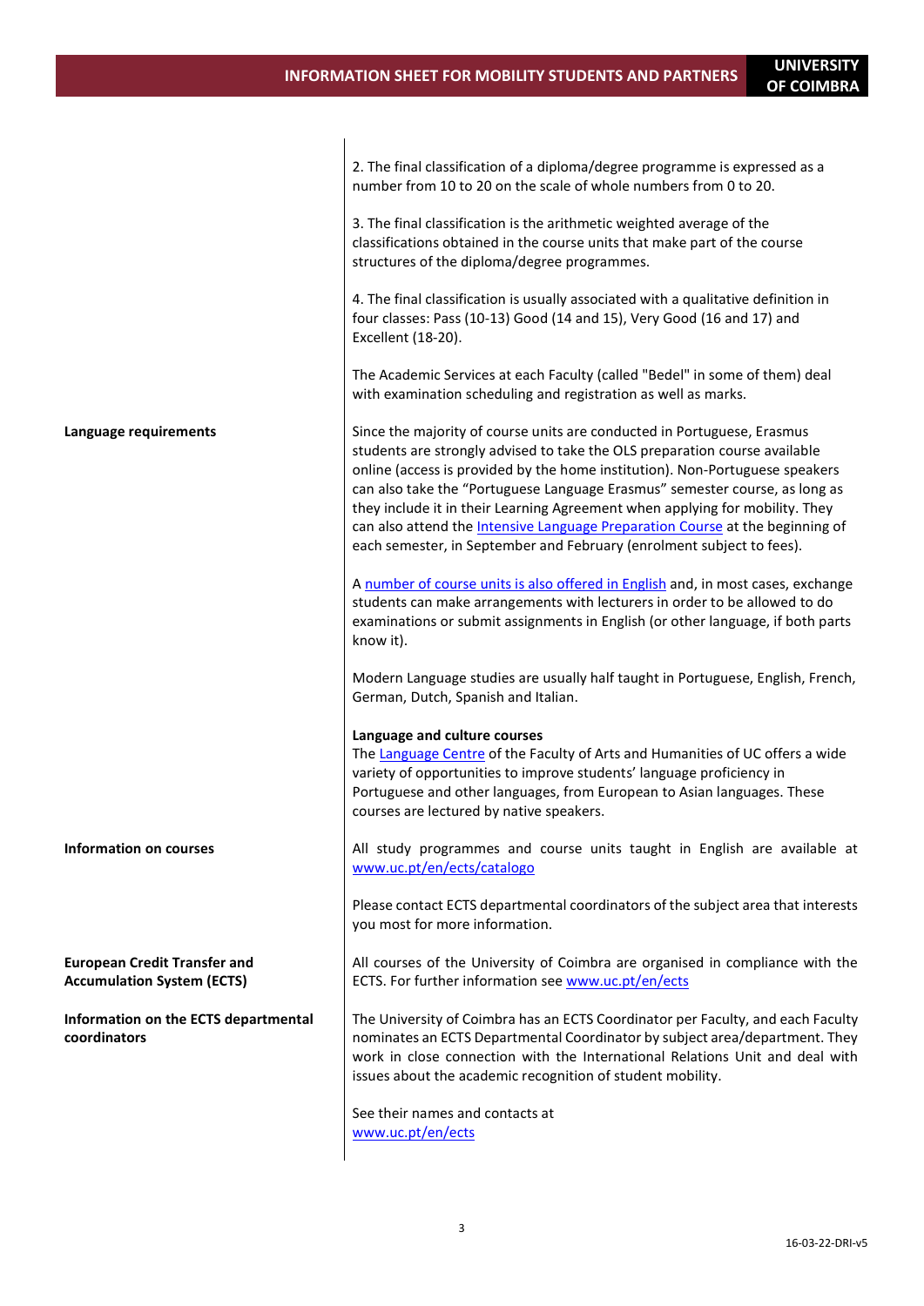2. The final classification of a diploma/degree programme is expressed as a number from 10 to 20 on the scale of whole numbers from 0 to 20.

3. The final classification is the arithmetic weighted average of the classifications obtained in the course units that make part of the course structures of the diploma/degree programmes.

4. The final classification is usually associated with a qualitative definition in four classes: Pass (10-13) Good (14 and 15), Very Good (16 and 17) and Excellent (18-20).

The Academic Services at each Faculty (called "Bedel" in some of them) deal with examination scheduling and registration as well as marks.

**Language requirements**

Since the majority of course units are conducted in Portuguese, Erasmus students are strongly advised to take the OLS preparation course available online (access is provided by the home institution). Non-Portuguese speakers can also take the "Portuguese Language Erasmus" semester course, as long as they include it in their Learning Agreement when applying for mobility. They can also attend the Intensive Language Preparation Course at the beginning of each semester, in September and February (enrolment subject to fees).

A number of course units is also offered in English and, in most cases, exchange students can make arrangements with lecturers in order to be allowed to do examinations or submit assignments in English (or other language, if both parts know it).

Modern Language studies are usually half taught in Portuguese, English, French, German, Dutch, Spanish and Italian.

**Language and culture courses**

The Language Centre of the Faculty of Arts and Humanities of UC offers a wide variety of opportunities to improve students' language proficiency in Portuguese and other languages, from European to Asian languages. These courses are lectured by native speakers.

**Information on courses**

All study programmes and course units taught in English are available at www.uc.pt/en/ects/catalogo

Please contact ECTS departmental coordinators of the subject area that interests you most for more information.

**European Credit Transfer and Accumulation System (ECTS)**

All courses of the University of Coimbra are organised in compliance with the ECTS. For further information see www.uc.pt/en/ects

**Information on the ECTS departmental coordinators**

The University of Coimbra has an ECTS Coordinator per Faculty, and each Faculty nominates an ECTS Departmental Coordinator by subject area/department. They work in close connection with the International Relations Unit and deal with issues about the academic recognition of student mobility.

See their names and contacts at www.uc.pt/en/ects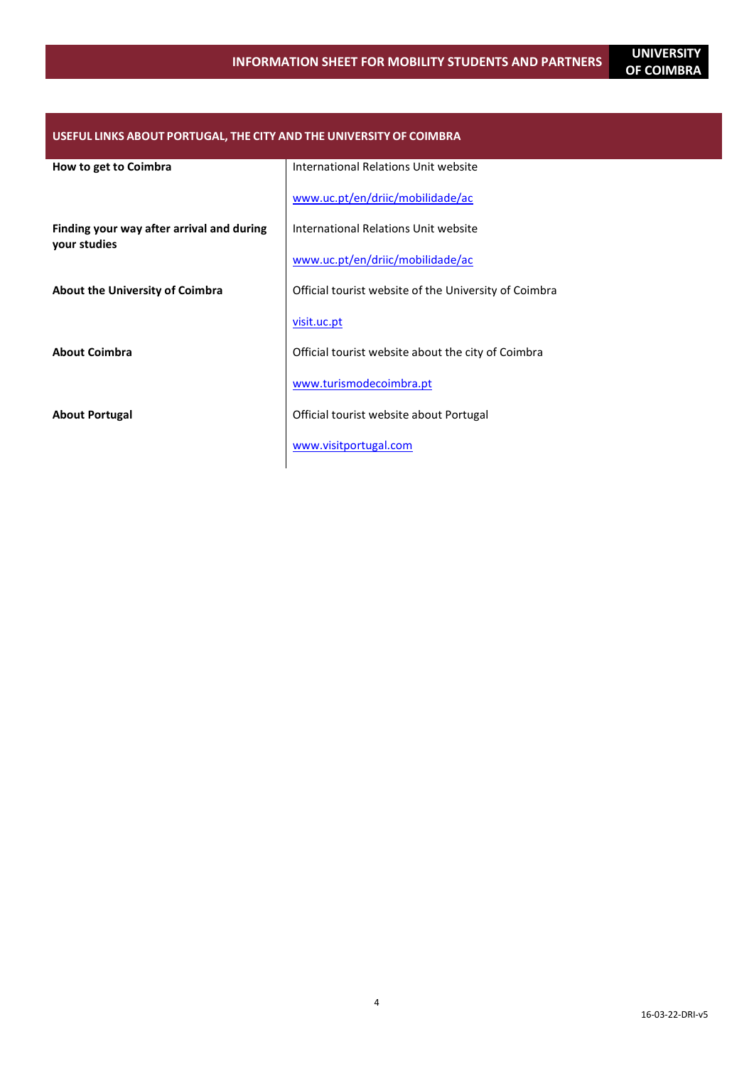## USEFUL LINKS ABOUT PORTUGAL, THE CITY AND THE UNIVERSITY OF COIMBRA

| | |
|---|---|
| **How to get to Coimbra** | International Relations Unit website<br><br>www.uc.pt/en/driic/mobilidade/ac |
| **Finding your way after arrival and during your studies** | International Relations Unit website<br><br>www.uc.pt/en/driic/mobilidade/ac |
| **About the University of Coimbra** | Official tourist website of the University of Coimbra<br><br>visit.uc.pt |
| **About Coimbra** | Official tourist website about the city of Coimbra<br><br>www.turismodecoimbra.pt |
| **About Portugal** | Official tourist website about Portugal<br><br>www.visitportugal.com |